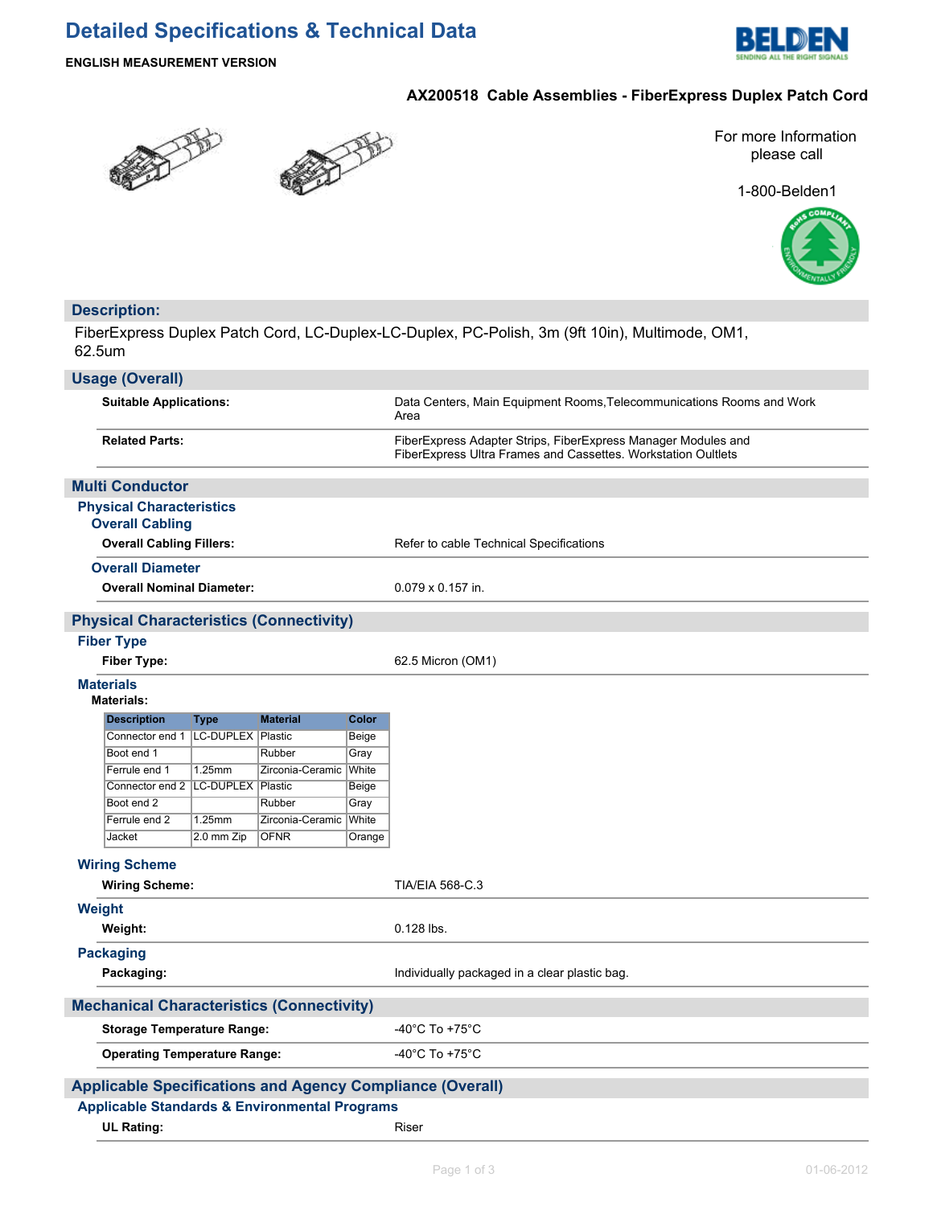# Detailed Specifications & Technical Data

**ENGLISH MEASUREMENT VERSION**

## AX200518 Cable Assemblies - FiberExpress Duplex Patch Cord

For more Information please call

1-800-Belden1

## Description:

FiberExpress Duplex Patch Cord, LC-Duplex-LC-Duplex, PC-Polish, 3m (9ft 10in), Multimode, OM1, 62.5um

## Usage (Overall)

| | |
|---|---|
| **Suitable Applications:** | Data Centers, Main Equipment Rooms,Telecommunications Rooms and Work Area |
| **Related Parts:** | FiberExpress Adapter Strips, FiberExpress Manager Modules and FiberExpress Ultra Frames and Cassettes. Workstation Oultlets |

## Multi Conductor

### Physical Characteristics

#### Overall Cabling

| | |
|---|---|
| **Overall Cabling Fillers:** | Refer to cable Technical Specifications |

#### Overall Diameter

| | |
|---|---|
| **Overall Nominal Diameter:** | 0.079 x 0.157 in. |

## Physical Characteristics (Connectivity)

### Fiber Type

| | |
|---|---|
| **Fiber Type:** | 62.5 Micron (OM1) |

### Materials

**Materials:**

| Description | Type | Material | Color |
|---|---|---|---|
| Connector end 1 | LC-DUPLEX | Plastic | Beige |
| Boot end 1 | | Rubber | Gray |
| Ferrule end 1 | 1.25mm | Zirconia-Ceramic | White |
| Connector end 2 | LC-DUPLEX | Plastic | Beige |
| Boot end 2 | | Rubber | Gray |
| Ferrule end 2 | 1.25mm | Zirconia-Ceramic | White |
| Jacket | 2.0 mm Zip | OFNR | Orange |

### Wiring Scheme

| | |
|---|---|
| **Wiring Scheme:** | TIA/EIA 568-C.3 |

### Weight

| | |
|---|---|
| **Weight:** | 0.128 lbs. |

### Packaging

| | |
|---|---|
| **Packaging:** | Individually packaged in a clear plastic bag. |

## Mechanical Characteristics (Connectivity)

| | |
|---|---|
| **Storage Temperature Range:** | -40°C To +75°C |
| **Operating Temperature Range:** | -40°C To +75°C |

## Applicable Specifications and Agency Compliance (Overall)

### Applicable Standards & Environmental Programs

| | |
|---|---|
| **UL Rating:** | Riser |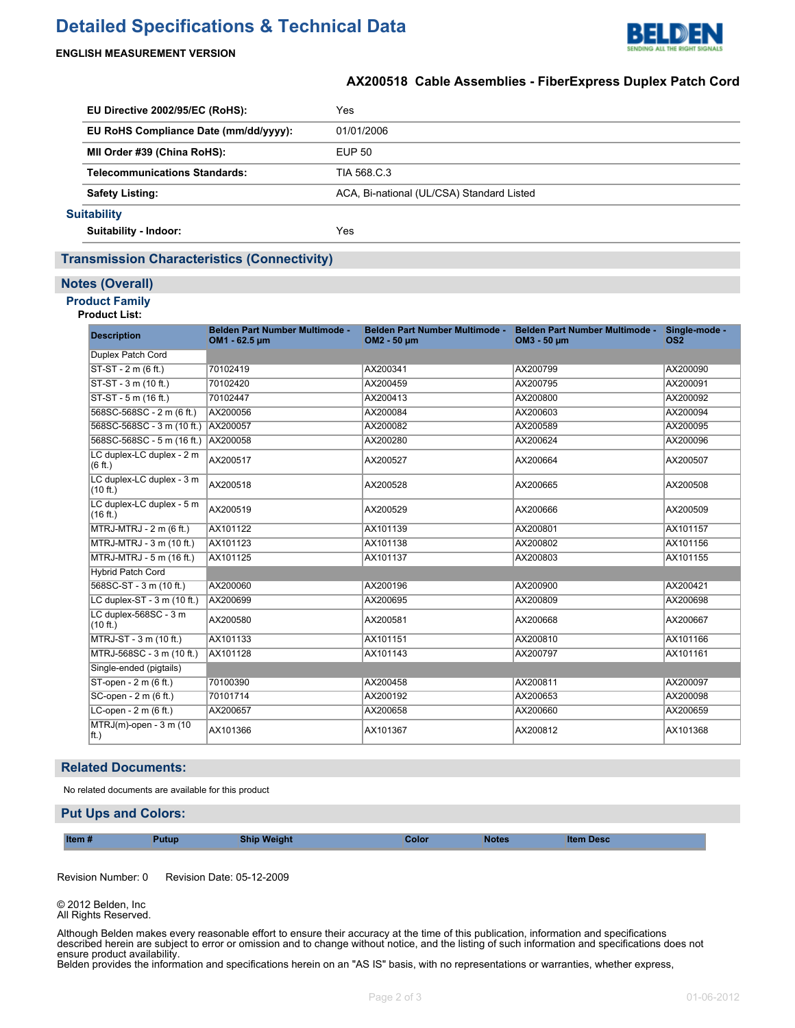# Detailed Specifications & Technical Data

**ENGLISH MEASUREMENT VERSION**

### AX200518 Cable Assemblies - FiberExpress Duplex Patch Cord

| | |
|---|---|
| **EU Directive 2002/95/EC (RoHS):** | Yes |
| **EU RoHS Compliance Date (mm/dd/yyyy):** | 01/01/2006 |
| **MII Order #39 (China RoHS):** | EUP 50 |
| **Telecommunications Standards:** | TIA 568.C.3 |
| **Safety Listing:** | ACA, Bi-national (UL/CSA) Standard Listed |

### Suitability

| | |
|---|---|
| **Suitability - Indoor:** | Yes |

## Transmission Characteristics (Connectivity)

## Notes (Overall)

### Product Family

**Product List:**

| Description | Belden Part Number Multimode - OM1 - 62.5 µm | Belden Part Number Multimode - OM2 - 50 µm | Belden Part Number Multimode - OM3 - 50 µm | Single-mode - OS2 |
|---|---|---|---|---|
| Duplex Patch Cord | | | | |
| ST-ST - 2 m (6 ft.) | 70102419 | AX200341 | AX200799 | AX200090 |
| ST-ST - 3 m (10 ft.) | 70102420 | AX200459 | AX200795 | AX200091 |
| ST-ST - 5 m (16 ft.) | 70102447 | AX200413 | AX200800 | AX200092 |
| 568SC-568SC - 2 m (6 ft.) | AX200056 | AX200084 | AX200603 | AX200094 |
| 568SC-568SC - 3 m (10 ft.) | AX200057 | AX200082 | AX200589 | AX200095 |
| 568SC-568SC - 5 m (16 ft.) | AX200058 | AX200280 | AX200624 | AX200096 |
| LC duplex-LC duplex - 2 m (6 ft.) | AX200517 | AX200527 | AX200664 | AX200507 |
| LC duplex-LC duplex - 3 m (10 ft.) | AX200518 | AX200528 | AX200665 | AX200508 |
| LC duplex-LC duplex - 5 m (16 ft.) | AX200519 | AX200529 | AX200666 | AX200509 |
| MTRJ-MTRJ - 2 m (6 ft.) | AX101122 | AX101139 | AX200801 | AX101157 |
| MTRJ-MTRJ - 3 m (10 ft.) | AX101123 | AX101138 | AX200802 | AX101156 |
| MTRJ-MTRJ - 5 m (16 ft.) | AX101125 | AX101137 | AX200803 | AX101155 |
| Hybrid Patch Cord | | | | |
| 568SC-ST - 3 m (10 ft.) | AX200060 | AX200196 | AX200900 | AX200421 |
| LC duplex-ST - 3 m (10 ft.) | AX200699 | AX200695 | AX200809 | AX200698 |
| LC duplex-568SC - 3 m (10 ft.) | AX200580 | AX200581 | AX200668 | AX200667 |
| MTRJ-ST - 3 m (10 ft.) | AX101133 | AX101151 | AX200810 | AX101166 |
| MTRJ-568SC - 3 m (10 ft.) | AX101128 | AX101143 | AX200797 | AX101161 |
| Single-ended (pigtails) | | | | |
| ST-open - 2 m (6 ft.) | 70100390 | AX200458 | AX200811 | AX200097 |
| SC-open - 2 m (6 ft.) | 70101714 | AX200192 | AX200653 | AX200098 |
| LC-open - 2 m (6 ft.) | AX200657 | AX200658 | AX200660 | AX200659 |
| MTRJ(m)-open - 3 m (10 ft.) | AX101366 | AX101367 | AX200812 | AX101368 |

## Related Documents:

No related documents are available for this product

## Put Ups and Colors:

| Item # | Putup | Ship Weight | Color | Notes | Item Desc |
|---|---|---|---|---|---|

Revision Number: 0 Revision Date: 05-12-2009

© 2012 Belden, Inc
All Rights Reserved.

Although Belden makes every reasonable effort to ensure their accuracy at the time of this publication, information and specifications described herein are subject to error or omission and to change without notice, and the listing of such information and specifications does not ensure product availability.
Belden provides the information and specifications herein on an "AS IS" basis, with no representations or warranties, whether express,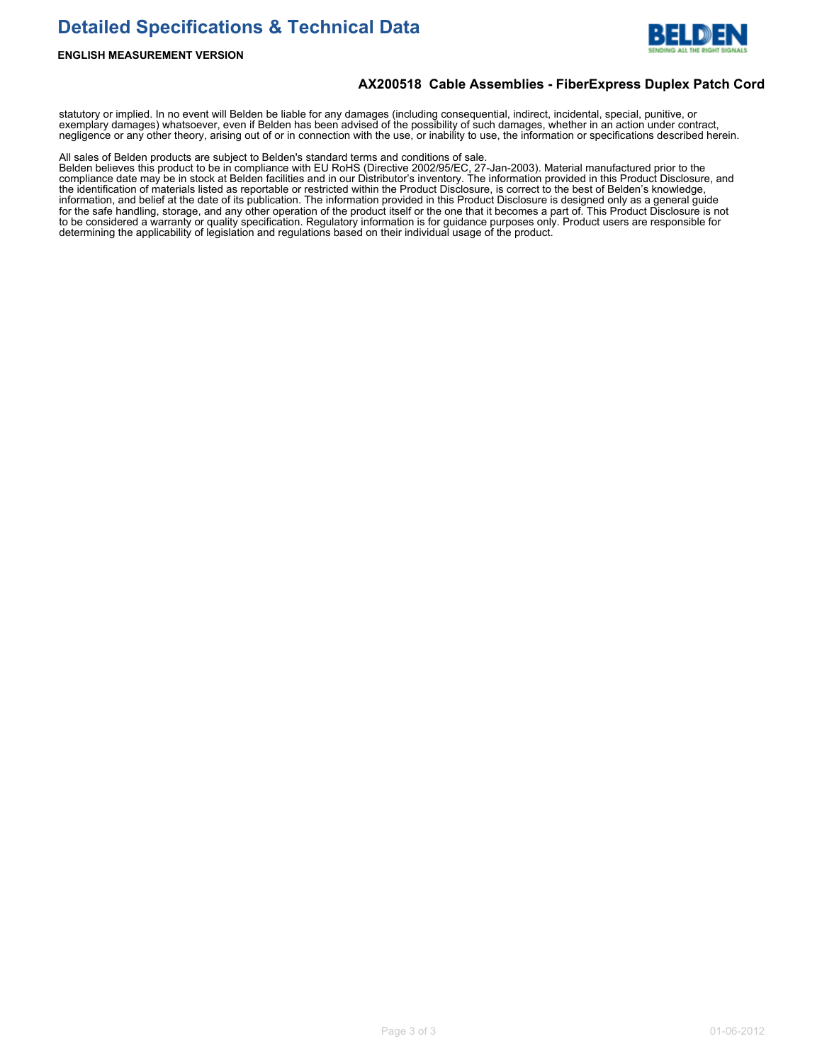statutory or implied. In no event will Belden be liable for any damages (including consequential, indirect, incidental, special, punitive, or exemplary damages) whatsoever, even if Belden has been advised of the possibility of such damages, whether in an action under contract, negligence or any other theory, arising out of or in connection with the use, or inability to use, the information or specifications described herein.

All sales of Belden products are subject to Belden's standard terms and conditions of sale.
Belden believes this product to be in compliance with EU RoHS (Directive 2002/95/EC, 27-Jan-2003). Material manufactured prior to the compliance date may be in stock at Belden facilities and in our Distributor's inventory. The information provided in this Product Disclosure, and the identification of materials listed as reportable or restricted within the Product Disclosure, is correct to the best of Belden's knowledge, information, and belief at the date of its publication. The information provided in this Product Disclosure is designed only as a general guide for the safe handling, storage, and any other operation of the product itself or the one that it becomes a part of. This Product Disclosure is not to be considered a warranty or quality specification. Regulatory information is for guidance purposes only. Product users are responsible for determining the applicability of legislation and regulations based on their individual usage of the product.